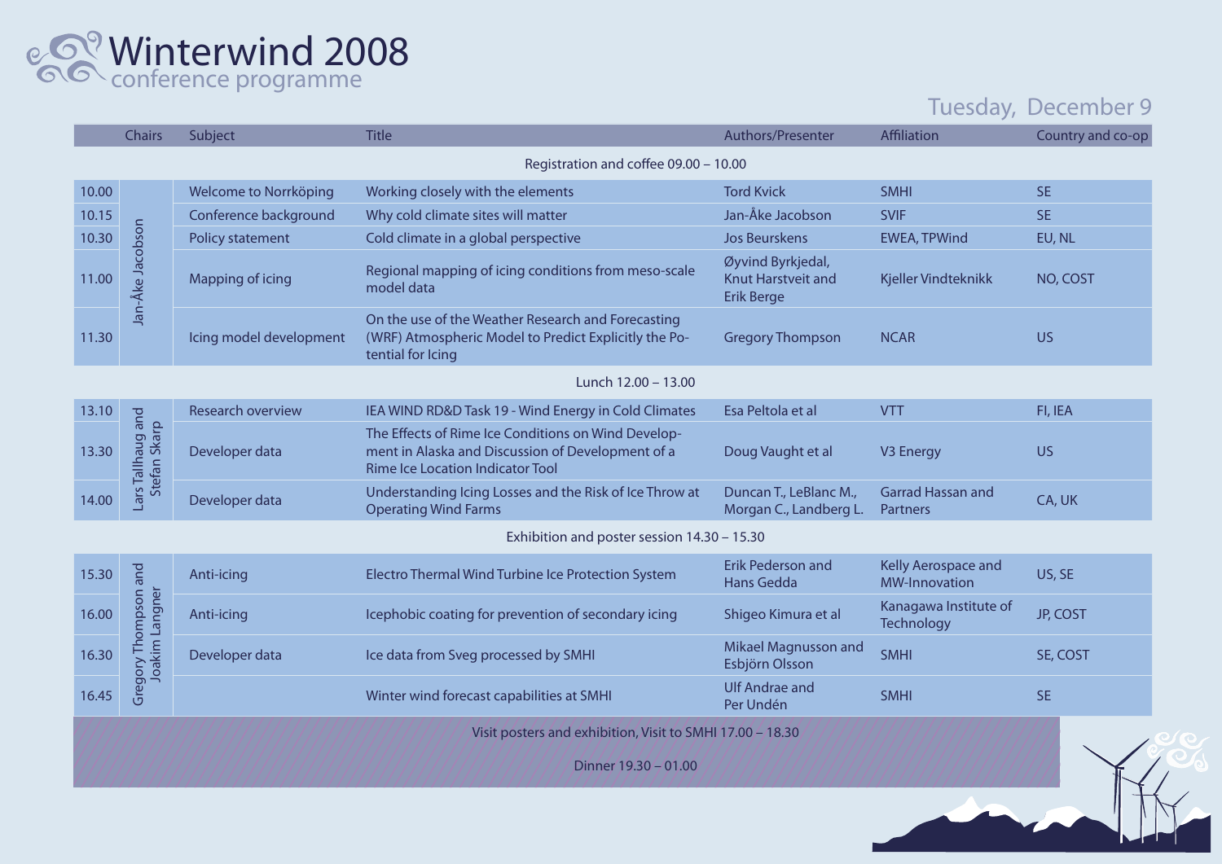# Winterwind 2008

conference programme

## Tuesday, December 9

| | Chairs | Subject | Title | Authors/Presenter | Affiliation | Country and co-op |
|---|---|---|---|---|---|---|
| | | | Registration and coffee 09.00 – 10.00 | | | |
| 10.00 | Jan-Åke Jacobson | Welcome to Norrköping | Working closely with the elements | Tord Kvick | SMHI | SE |
| 10.15 | | Conference background | Why cold climate sites will matter | Jan-Åke Jacobson | SVIF | SE |
| 10.30 | | Policy statement | Cold climate in a global perspective | Jos Beurskens | EWEA, TPWind | EU, NL |
| 11.00 | | Mapping of icing | Regional mapping of icing conditions from meso-scale model data | Øyvind Byrkjedal, Knut Harstveit and Erik Berge | Kjeller Vindteknikk | NO, COST |
| 11.30 | | Icing model development | On the use of the Weather Research and Forecasting (WRF) Atmospheric Model to Predict Explicitly the Potential for Icing | Gregory Thompson | NCAR | US |
| | | | Lunch 12.00 – 13.00 | | | |
| 13.10 | Lars Tallhaug and Stefan Skarp | Research overview | IEA WIND RD&D Task 19 - Wind Energy in Cold Climates | Esa Peltola et al | VTT | FI, IEA |
| 13.30 | | Developer data | The Effects of Rime Ice Conditions on Wind Development in Alaska and Discussion of Development of a Rime Ice Location Indicator Tool | Doug Vaught et al | V3 Energy | US |
| 14.00 | | Developer data | Understanding Icing Losses and the Risk of Ice Throw at Operating Wind Farms | Duncan T., LeBlanc M., Morgan C., Landberg L. | Garrad Hassan and Partners | CA, UK |
| | | | Exhibition and poster session 14.30 – 15.30 | | | |
| 15.30 | Gregory Thompson and Joakim Langner | Anti-icing | Electro Thermal Wind Turbine Ice Protection System | Erik Pederson and Hans Gedda | Kelly Aerospace and MW-Innovation | US, SE |
| 16.00 | | Anti-icing | Icephobic coating for prevention of secondary icing | Shigeo Kimura et al | Kanagawa Institute of Technology | JP, COST |
| 16.30 | | Developer data | Ice data from Sveg processed by SMHI | Mikael Magnusson and Esbjörn Olsson | SMHI | SE, COST |
| 16.45 | | | Winter wind forecast capabilities at SMHI | Ulf Andrae and Per Undén | SMHI | SE |
| | | | Visit posters and exhibition, Visit to SMHI 17.00 – 18.30 | | | |
| | | | Dinner 19.30 – 01.00 | | | |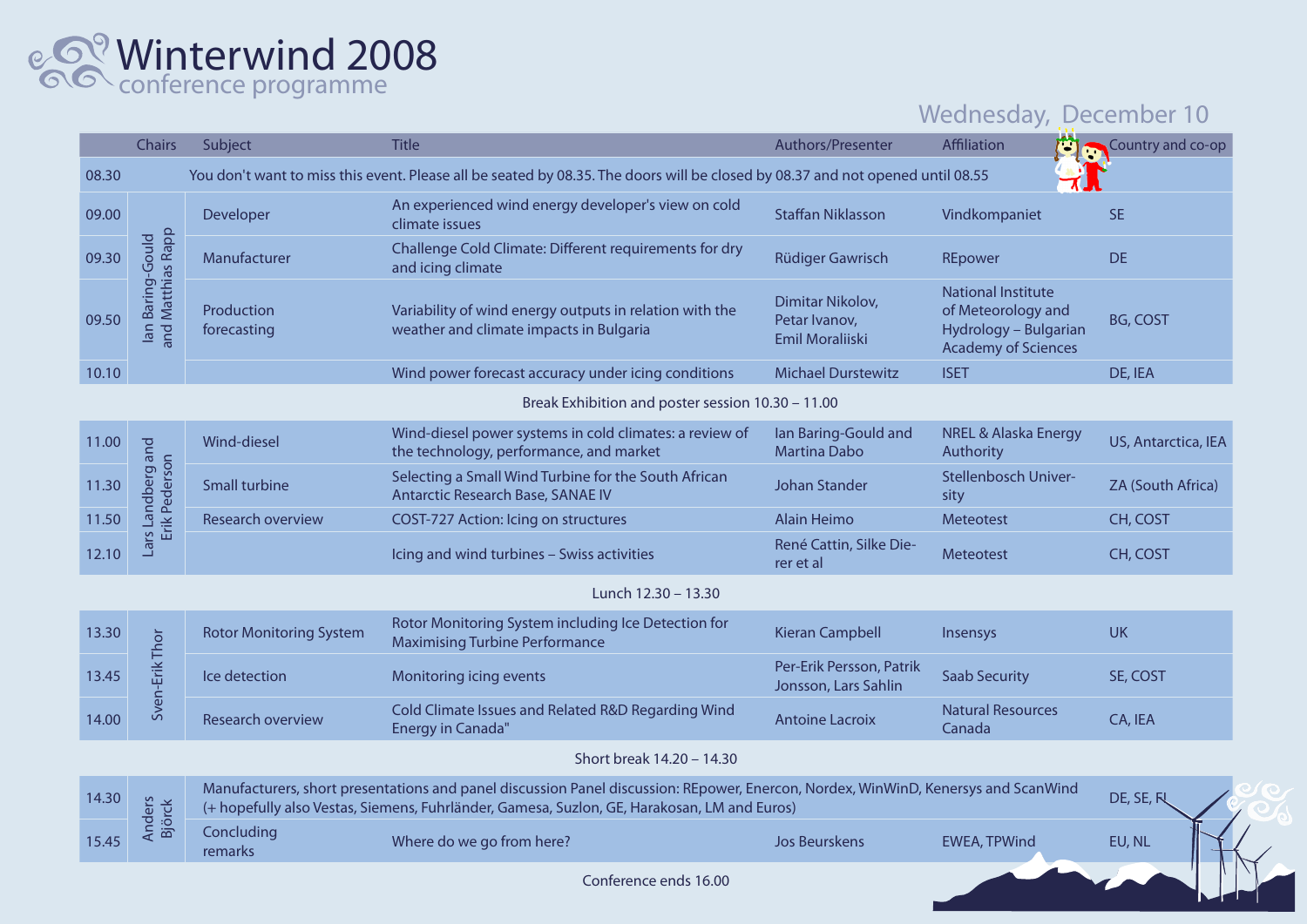# Winterwind 2008
conference programme

## Wednesday, December 10

| | Chairs | Subject | Title | Authors/Presenter | Affiliation | Country and co-op |
|---|---|---|---|---|---|---|
| 08.30 | You don't want to miss this event. Please all be seated by 08.35. The doors will be closed by 08.37 and not opened until 08.55 | | | | | |
| 09.00 | Ian Baring-Gould and Matthias Rapp | Developer | An experienced wind energy developer's view on cold climate issues | Staffan Niklasson | Vindkompaniet | SE |
| 09.30 | | Manufacturer | Challenge Cold Climate: Different requirements for dry and icing climate | Rüdiger Gawrisch | REpower | DE |
| 09.50 | | Production forecasting | Variability of wind energy outputs in relation with the weather and climate impacts in Bulgaria | Dimitar Nikolov, Petar Ivanov, Emil Moraliiski | National Institute of Meteorology and Hydrology – Bulgarian Academy of Sciences | BG, COST |
| 10.10 | | | Wind power forecast accuracy under icing conditions | Michael Durstewitz | ISET | DE, IEA |
| | Break Exhibition and poster session 10.30 – 11.00 | | | | | |
| 11.00 | Lars Landberg and Erik Pederson | Wind-diesel | Wind-diesel power systems in cold climates: a review of the technology, performance, and market | Ian Baring-Gould and Martina Dabo | NREL & Alaska Energy Authority | US, Antarctica, IEA |
| 11.30 | | Small turbine | Selecting a Small Wind Turbine for the South African Antarctic Research Base, SANAE IV | Johan Stander | Stellenbosch University | ZA (South Africa) |
| 11.50 | | Research overview | COST-727 Action: Icing on structures | Alain Heimo | Meteotest | CH, COST |
| 12.10 | | | Icing and wind turbines – Swiss activities | René Cattin, Silke Dierer et al | Meteotest | CH, COST |
| | Lunch 12.30 – 13.30 | | | | | |
| 13.30 | Sven-Erik Thor | Rotor Monitoring System | Rotor Monitoring System including Ice Detection for Maximising Turbine Performance | Kieran Campbell | Insensys | UK |
| 13.45 | | Ice detection | Monitoring icing events | Per-Erik Persson, Patrik Jonsson, Lars Sahlin | Saab Security | SE, COST |
| 14.00 | | Research overview | Cold Climate Issues and Related R&D Regarding Wind Energy in Canada" | Antoine Lacroix | Natural Resources Canada | CA, IEA |
| | Short break 14.20 – 14.30 | | | | | |
| 14.30 | Anders Björck | Manufacturers, short presentations and panel discussion Panel discussion: REpower, Enercon, Nordex, WinWinD, Kenersys and ScanWind (+ hopefully also Vestas, Siemens, Fuhrländer, Gamesa, Suzlon, GE, Harakosan, LM and Euros) | | | | DE, SE, FI |
| 15.45 | | Concluding remarks | Where do we go from here? | Jos Beurskens | EWEA, TPWind | EU, NL |

Conference ends 16.00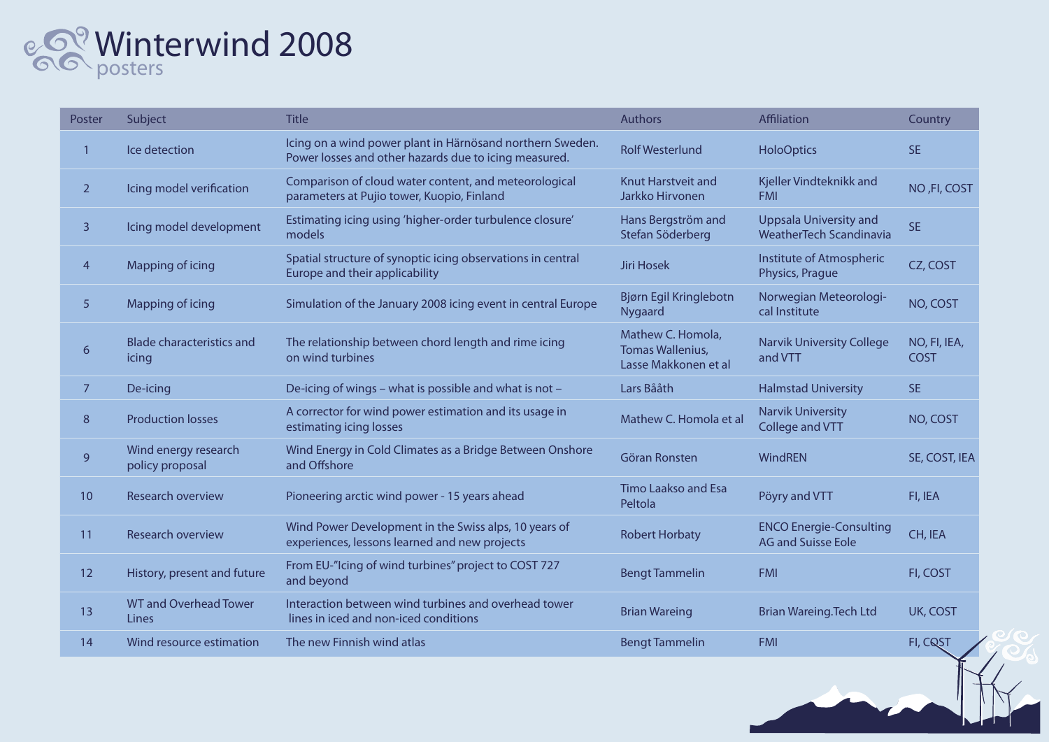# Winterwind 2008

posters

| Poster | Subject | Title | Authors | Affiliation | Country |
|---|---|---|---|---|---|
| 1 | Ice detection | Icing on a wind power plant in Härnösand northern Sweden. Power losses and other hazards due to icing measured. | Rolf Westerlund | HoloOptics | SE |
| 2 | Icing model verification | Comparison of cloud water content, and meteorological parameters at Pujio tower, Kuopio, Finland | Knut Harstveit and Jarkko Hirvonen | Kjeller Vindteknikk and FMI | NO ,FI, COST |
| 3 | Icing model development | Estimating icing using 'higher-order turbulence closure' models | Hans Bergström and Stefan Söderberg | Uppsala University and WeatherTech Scandinavia | SE |
| 4 | Mapping of icing | Spatial structure of synoptic icing observations in central Europe and their applicability | Jiri Hosek | Institute of Atmospheric Physics, Prague | CZ, COST |
| 5 | Mapping of icing | Simulation of the January 2008 icing event in central Europe | Bjørn Egil Kringlebotn Nygaard | Norwegian Meteorologi-cal Institute | NO, COST |
| 6 | Blade characteristics and icing | The relationship between chord length and rime icing on wind turbines | Mathew C. Homola, Tomas Wallenius, Lasse Makkonen et al | Narvik University College and VTT | NO, FI, IEA, COST |
| 7 | De-icing | De-icing of wings – what is possible and what is not – | Lars Bååth | Halmstad University | SE |
| 8 | Production losses | A corrector for wind power estimation and its usage in estimating icing losses | Mathew C. Homola et al | Narvik University College and VTT | NO, COST |
| 9 | Wind energy research policy proposal | Wind Energy in Cold Climates as a Bridge Between Onshore and Offshore | Göran Ronsten | WindREN | SE, COST, IEA |
| 10 | Research overview | Pioneering arctic wind power - 15 years ahead | Timo Laakso and Esa Peltola | Pöyry and VTT | FI, IEA |
| 11 | Research overview | Wind Power Development in the Swiss alps, 10 years of experiences, lessons learned and new projects | Robert Horbaty | ENCO Energie-Consulting AG and Suisse Eole | CH, IEA |
| 12 | History, present and future | From EU-"Icing of wind turbines" project to COST 727 and beyond | Bengt Tammelin | FMI | FI, COST |
| 13 | WT and Overhead Tower Lines | Interaction between wind turbines and overhead tower lines in iced and non-iced conditions | Brian Wareing | Brian Wareing.Tech Ltd | UK, COST |
| 14 | Wind resource estimation | The new Finnish wind atlas | Bengt Tammelin | FMI | FI, COST |